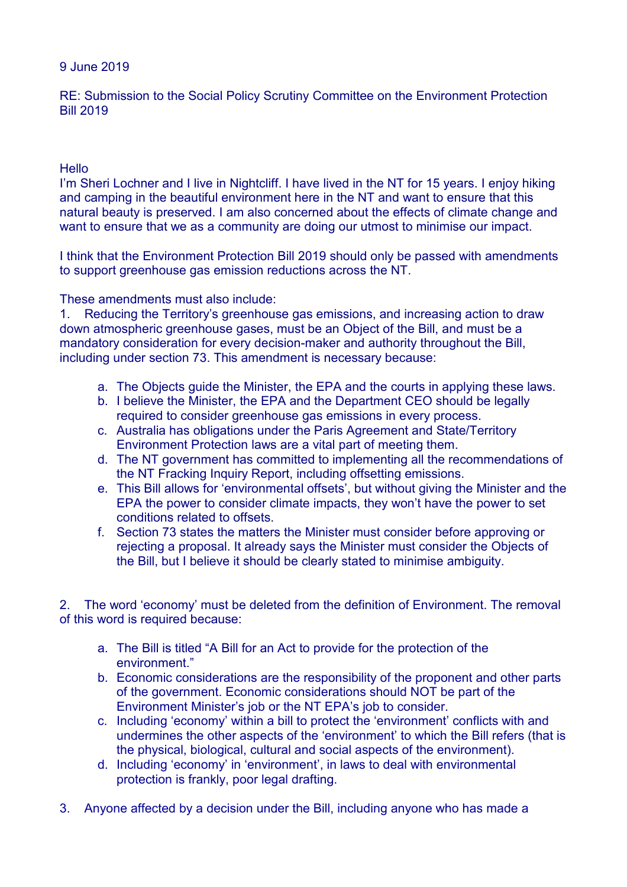9 June 2019

RE: Submission to the Social Policy Scrutiny Committee on the Environment Protection Bill 2019

Hello

I'm Sheri Lochner and I live in Nightcliff. I have lived in the NT for 15 years. I enjoy hiking and camping in the beautiful environment here in the NT and want to ensure that this natural beauty is preserved. I am also concerned about the effects of climate change and want to ensure that we as a community are doing our utmost to minimise our impact.

I think that the Environment Protection Bill 2019 should only be passed with amendments to support greenhouse gas emission reductions across the NT.

These amendments must also include:

1. Reducing the Territory's greenhouse gas emissions, and increasing action to draw down atmospheric greenhouse gases, must be an Object of the Bill, and must be a mandatory consideration for every decision-maker and authority throughout the Bill, including under section 73. This amendment is necessary because:

    a. The Objects guide the Minister, the EPA and the courts in applying these laws.
    b. I believe the Minister, the EPA and the Department CEO should be legally required to consider greenhouse gas emissions in every process.
    c. Australia has obligations under the Paris Agreement and State/Territory Environment Protection laws are a vital part of meeting them.
    d. The NT government has committed to implementing all the recommendations of the NT Fracking Inquiry Report, including offsetting emissions.
    e. This Bill allows for 'environmental offsets', but without giving the Minister and the EPA the power to consider climate impacts, they won't have the power to set conditions related to offsets.
    f. Section 73 states the matters the Minister must consider before approving or rejecting a proposal. It already says the Minister must consider the Objects of the Bill, but I believe it should be clearly stated to minimise ambiguity.

2. The word 'economy' must be deleted from the definition of Environment. The removal of this word is required because:

    a. The Bill is titled "A Bill for an Act to provide for the protection of the environment."
    b. Economic considerations are the responsibility of the proponent and other parts of the government. Economic considerations should NOT be part of the Environment Minister's job or the NT EPA's job to consider.
    c. Including 'economy' within a bill to protect the 'environment' conflicts with and undermines the other aspects of the 'environment' to which the Bill refers (that is the physical, biological, cultural and social aspects of the environment).
    d. Including 'economy' in 'environment', in laws to deal with environmental protection is frankly, poor legal drafting.

3. Anyone affected by a decision under the Bill, including anyone who has made a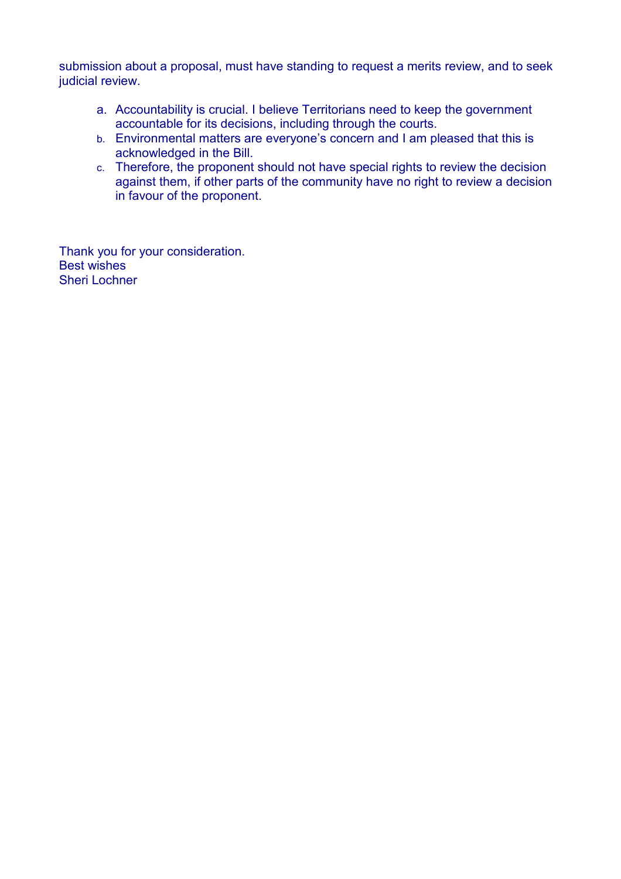submission about a proposal, must have standing to request a merits review, and to seek judicial review.

a. Accountability is crucial. I believe Territorians need to keep the government accountable for its decisions, including through the courts.
b. Environmental matters are everyone's concern and I am pleased that this is acknowledged in the Bill.
c. Therefore, the proponent should not have special rights to review the decision against them, if other parts of the community have no right to review a decision in favour of the proponent.

Thank you for your consideration.
Best wishes
Sheri Lochner